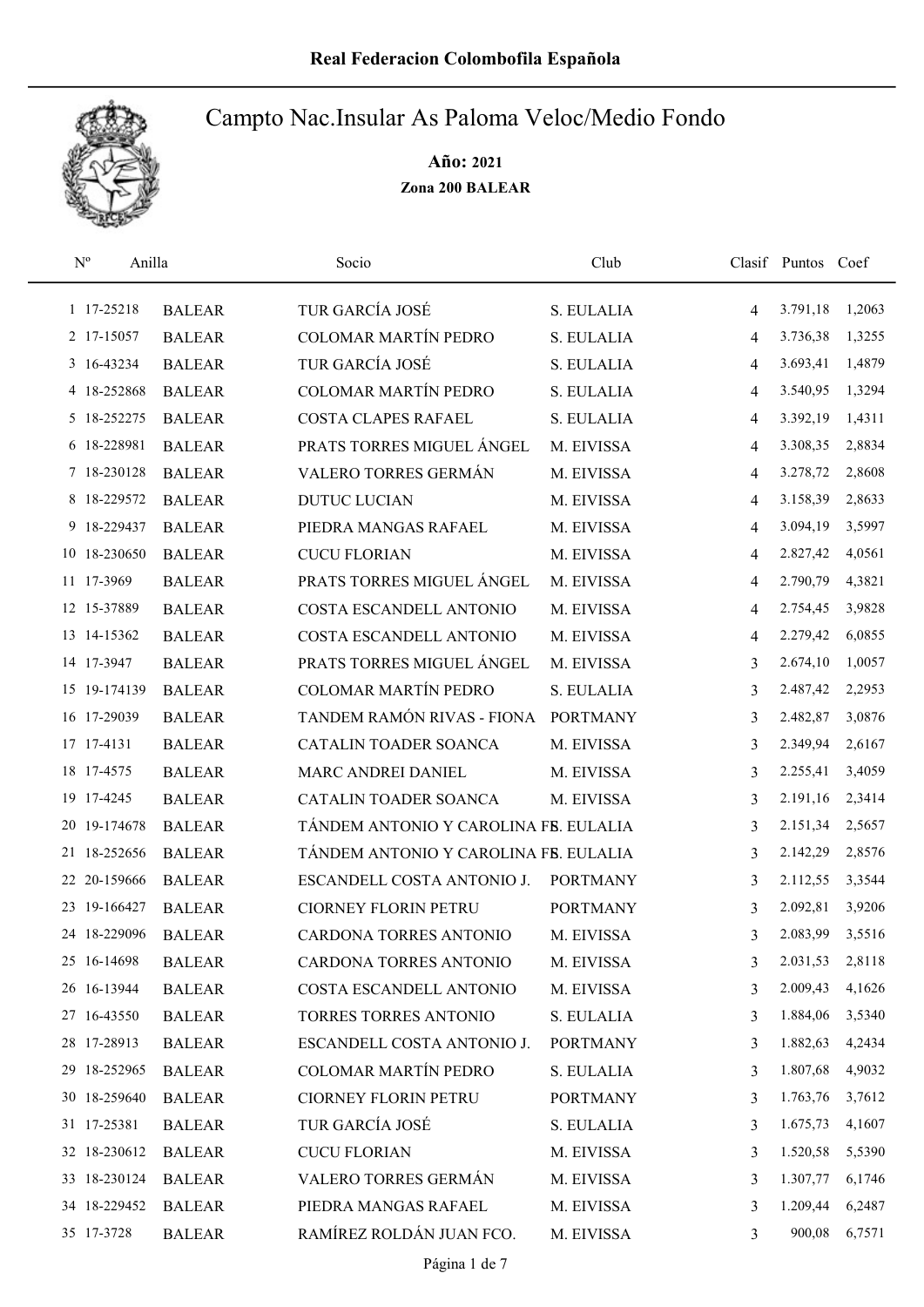Real Federacion Colombofila Española

# Campto Nac.Insular As Paloma Veloc/Medio Fondo

**Año: 2021**

**Zona 200 BALEAR**

| Nº | Anilla | | Socio | Club | Clasif | Puntos | Coef |
|---|---|---|---|---|---|---|---|
| 1 | 17-25218 | BALEAR | TUR GARCÍA JOSÉ | S. EULALIA | 4 | 3.791,18 | 1,2063 |
| 2 | 17-15057 | BALEAR | COLOMAR MARTÍN PEDRO | S. EULALIA | 4 | 3.736,38 | 1,3255 |
| 3 | 16-43234 | BALEAR | TUR GARCÍA JOSÉ | S. EULALIA | 4 | 3.693,41 | 1,4879 |
| 4 | 18-252868 | BALEAR | COLOMAR MARTÍN PEDRO | S. EULALIA | 4 | 3.540,95 | 1,3294 |
| 5 | 18-252275 | BALEAR | COSTA CLAPES RAFAEL | S. EULALIA | 4 | 3.392,19 | 1,4311 |
| 6 | 18-228981 | BALEAR | PRATS TORRES MIGUEL ÁNGEL | M. EIVISSA | 4 | 3.308,35 | 2,8834 |
| 7 | 18-230128 | BALEAR | VALERO TORRES GERMÁN | M. EIVISSA | 4 | 3.278,72 | 2,8608 |
| 8 | 18-229572 | BALEAR | DUTUC LUCIAN | M. EIVISSA | 4 | 3.158,39 | 2,8633 |
| 9 | 18-229437 | BALEAR | PIEDRA MANGAS RAFAEL | M. EIVISSA | 4 | 3.094,19 | 3,5997 |
| 10 | 18-230650 | BALEAR | CUCU FLORIAN | M. EIVISSA | 4 | 2.827,42 | 4,0561 |
| 11 | 17-3969 | BALEAR | PRATS TORRES MIGUEL ÁNGEL | M. EIVISSA | 4 | 2.790,79 | 4,3821 |
| 12 | 15-37889 | BALEAR | COSTA ESCANDELL ANTONIO | M. EIVISSA | 4 | 2.754,45 | 3,9828 |
| 13 | 14-15362 | BALEAR | COSTA ESCANDELL ANTONIO | M. EIVISSA | 4 | 2.279,42 | 6,0855 |
| 14 | 17-3947 | BALEAR | PRATS TORRES MIGUEL ÁNGEL | M. EIVISSA | 3 | 2.674,10 | 1,0057 |
| 15 | 19-174139 | BALEAR | COLOMAR MARTÍN PEDRO | S. EULALIA | 3 | 2.487,42 | 2,2953 |
| 16 | 17-29039 | BALEAR | TANDEM RAMÓN RIVAS - FIONA | PORTMANY | 3 | 2.482,87 | 3,0876 |
| 17 | 17-4131 | BALEAR | CATALIN TOADER SOANCA | M. EIVISSA | 3 | 2.349,94 | 2,6167 |
| 18 | 17-4575 | BALEAR | MARC ANDREI DANIEL | M. EIVISSA | 3 | 2.255,41 | 3,4059 |
| 19 | 17-4245 | BALEAR | CATALIN TOADER SOANCA | M. EIVISSA | 3 | 2.191,16 | 2,3414 |
| 20 | 19-174678 | BALEAR | TÁNDEM ANTONIO Y CAROLINA FE | S. EULALIA | 3 | 2.151,34 | 2,5657 |
| 21 | 18-252656 | BALEAR | TÁNDEM ANTONIO Y CAROLINA FE | S. EULALIA | 3 | 2.142,29 | 2,8576 |
| 22 | 20-159666 | BALEAR | ESCANDELL COSTA ANTONIO J. | PORTMANY | 3 | 2.112,55 | 3,3544 |
| 23 | 19-166427 | BALEAR | CIORNEY FLORIN PETRU | PORTMANY | 3 | 2.092,81 | 3,9206 |
| 24 | 18-229096 | BALEAR | CARDONA TORRES ANTONIO | M. EIVISSA | 3 | 2.083,99 | 3,5516 |
| 25 | 16-14698 | BALEAR | CARDONA TORRES ANTONIO | M. EIVISSA | 3 | 2.031,53 | 2,8118 |
| 26 | 16-13944 | BALEAR | COSTA ESCANDELL ANTONIO | M. EIVISSA | 3 | 2.009,43 | 4,1626 |
| 27 | 16-43550 | BALEAR | TORRES TORRES ANTONIO | S. EULALIA | 3 | 1.884,06 | 3,5340 |
| 28 | 17-28913 | BALEAR | ESCANDELL COSTA ANTONIO J. | PORTMANY | 3 | 1.882,63 | 4,2434 |
| 29 | 18-252965 | BALEAR | COLOMAR MARTÍN PEDRO | S. EULALIA | 3 | 1.807,68 | 4,9032 |
| 30 | 18-259640 | BALEAR | CIORNEY FLORIN PETRU | PORTMANY | 3 | 1.763,76 | 3,7612 |
| 31 | 17-25381 | BALEAR | TUR GARCÍA JOSÉ | S. EULALIA | 3 | 1.675,73 | 4,1607 |
| 32 | 18-230612 | BALEAR | CUCU FLORIAN | M. EIVISSA | 3 | 1.520,58 | 5,5390 |
| 33 | 18-230124 | BALEAR | VALERO TORRES GERMÁN | M. EIVISSA | 3 | 1.307,77 | 6,1746 |
| 34 | 18-229452 | BALEAR | PIEDRA MANGAS RAFAEL | M. EIVISSA | 3 | 1.209,44 | 6,2487 |
| 35 | 17-3728 | BALEAR | RAMÍREZ ROLDÁN JUAN FCO. | M. EIVISSA | 3 | 900,08 | 6,7571 |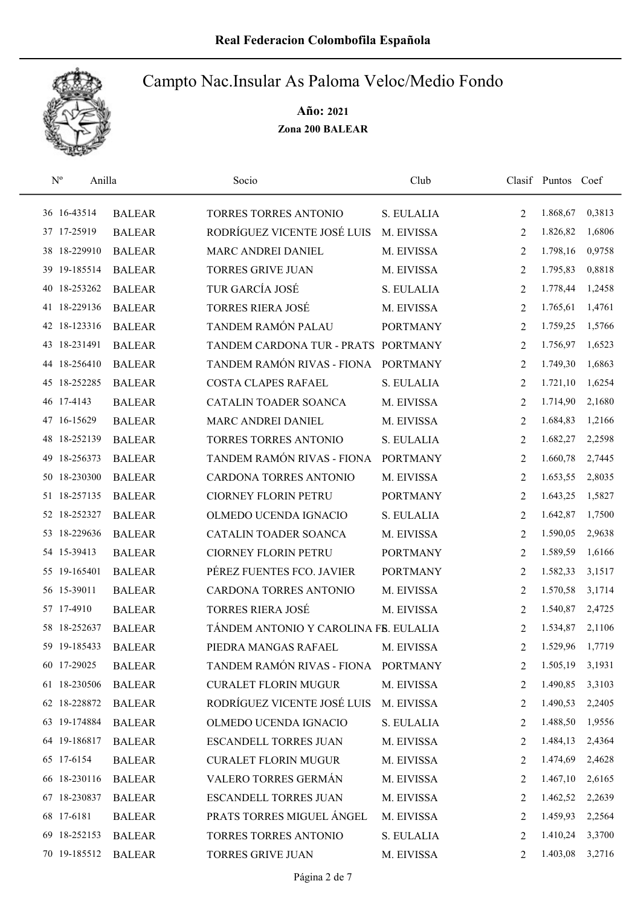# Real Federacion Colombofila Española

## Campto Nac.Insular As Paloma Veloc/Medio Fondo

**Año: 2021**

**Zona 200 BALEAR**

| Nº | Anilla | | Socio | Club | Clasif | Puntos | Coef |
|---|---|---|---|---|---|---|---|
| 36 | 16-43514 | BALEAR | TORRES TORRES ANTONIO | S. EULALIA | 2 | 1.868,67 | 0,3813 |
| 37 | 17-25919 | BALEAR | RODRÍGUEZ VICENTE JOSÉ LUIS | M. EIVISSA | 2 | 1.826,82 | 1,6806 |
| 38 | 18-229910 | BALEAR | MARC ANDREI DANIEL | M. EIVISSA | 2 | 1.798,16 | 0,9758 |
| 39 | 19-185514 | BALEAR | TORRES GRIVE JUAN | M. EIVISSA | 2 | 1.795,83 | 0,8818 |
| 40 | 18-253262 | BALEAR | TUR GARCÍA JOSÉ | S. EULALIA | 2 | 1.778,44 | 1,2458 |
| 41 | 18-229136 | BALEAR | TORRES RIERA JOSÉ | M. EIVISSA | 2 | 1.765,61 | 1,4761 |
| 42 | 18-123316 | BALEAR | TANDEM RAMÓN PALAU | PORTMANY | 2 | 1.759,25 | 1,5766 |
| 43 | 18-231491 | BALEAR | TANDEM CARDONA TUR - PRATS | PORTMANY | 2 | 1.756,97 | 1,6523 |
| 44 | 18-256410 | BALEAR | TANDEM RAMÓN RIVAS - FIONA | PORTMANY | 2 | 1.749,30 | 1,6863 |
| 45 | 18-252285 | BALEAR | COSTA CLAPES RAFAEL | S. EULALIA | 2 | 1.721,10 | 1,6254 |
| 46 | 17-4143 | BALEAR | CATALIN TOADER SOANCA | M. EIVISSA | 2 | 1.714,90 | 2,1680 |
| 47 | 16-15629 | BALEAR | MARC ANDREI DANIEL | M. EIVISSA | 2 | 1.684,83 | 1,2166 |
| 48 | 18-252139 | BALEAR | TORRES TORRES ANTONIO | S. EULALIA | 2 | 1.682,27 | 2,2598 |
| 49 | 18-256373 | BALEAR | TANDEM RAMÓN RIVAS - FIONA | PORTMANY | 2 | 1.660,78 | 2,7445 |
| 50 | 18-230300 | BALEAR | CARDONA TORRES ANTONIO | M. EIVISSA | 2 | 1.653,55 | 2,8035 |
| 51 | 18-257135 | BALEAR | CIORNEY FLORIN PETRU | PORTMANY | 2 | 1.643,25 | 1,5827 |
| 52 | 18-252327 | BALEAR | OLMEDO UCENDA IGNACIO | S. EULALIA | 2 | 1.642,87 | 1,7500 |
| 53 | 18-229636 | BALEAR | CATALIN TOADER SOANCA | M. EIVISSA | 2 | 1.590,05 | 2,9638 |
| 54 | 15-39413 | BALEAR | CIORNEY FLORIN PETRU | PORTMANY | 2 | 1.589,59 | 1,6166 |
| 55 | 19-165401 | BALEAR | PÉREZ FUENTES FCO. JAVIER | PORTMANY | 2 | 1.582,33 | 3,1517 |
| 56 | 15-39011 | BALEAR | CARDONA TORRES ANTONIO | M. EIVISSA | 2 | 1.570,58 | 3,1714 |
| 57 | 17-4910 | BALEAR | TORRES RIERA JOSÉ | M. EIVISSA | 2 | 1.540,87 | 2,4725 |
| 58 | 18-252637 | BALEAR | TÁNDEM ANTONIO Y CAROLINA FE | S. EULALIA | 2 | 1.534,87 | 2,1106 |
| 59 | 19-185433 | BALEAR | PIEDRA MANGAS RAFAEL | M. EIVISSA | 2 | 1.529,96 | 1,7719 |
| 60 | 17-29025 | BALEAR | TANDEM RAMÓN RIVAS - FIONA | PORTMANY | 2 | 1.505,19 | 3,1931 |
| 61 | 18-230506 | BALEAR | CURALET FLORIN MUGUR | M. EIVISSA | 2 | 1.490,85 | 3,3103 |
| 62 | 18-228872 | BALEAR | RODRÍGUEZ VICENTE JOSÉ LUIS | M. EIVISSA | 2 | 1.490,53 | 2,2405 |
| 63 | 19-174884 | BALEAR | OLMEDO UCENDA IGNACIO | S. EULALIA | 2 | 1.488,50 | 1,9556 |
| 64 | 19-186817 | BALEAR | ESCANDELL TORRES JUAN | M. EIVISSA | 2 | 1.484,13 | 2,4364 |
| 65 | 17-6154 | BALEAR | CURALET FLORIN MUGUR | M. EIVISSA | 2 | 1.474,69 | 2,4628 |
| 66 | 18-230116 | BALEAR | VALERO TORRES GERMÁN | M. EIVISSA | 2 | 1.467,10 | 2,6165 |
| 67 | 18-230837 | BALEAR | ESCANDELL TORRES JUAN | M. EIVISSA | 2 | 1.462,52 | 2,2639 |
| 68 | 17-6181 | BALEAR | PRATS TORRES MIGUEL ÁNGEL | M. EIVISSA | 2 | 1.459,93 | 2,2564 |
| 69 | 18-252153 | BALEAR | TORRES TORRES ANTONIO | S. EULALIA | 2 | 1.410,24 | 3,3700 |
| 70 | 19-185512 | BALEAR | TORRES GRIVE JUAN | M. EIVISSA | 2 | 1.403,08 | 3,2716 |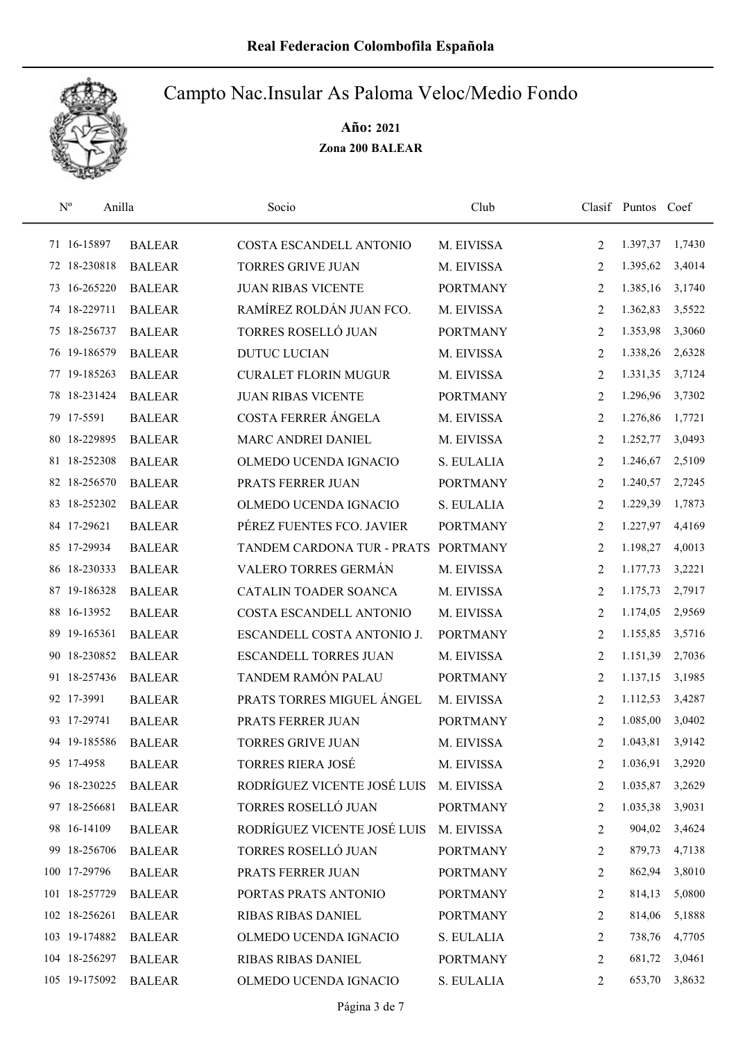# Real Federacion Colombofila Española

## Campto Nac.Insular As Paloma Veloc/Medio Fondo

**Año: 2021**

**Zona 200 BALEAR**

| Nº | Anilla | | Socio | Club | Clasif | Puntos | Coef |
|---|---|---|---|---|---|---|---|
| 71 | 16-15897 | BALEAR | COSTA ESCANDELL ANTONIO | M. EIVISSA | 2 | 1.397,37 | 1,7430 |
| 72 | 18-230818 | BALEAR | TORRES GRIVE JUAN | M. EIVISSA | 2 | 1.395,62 | 3,4014 |
| 73 | 16-265220 | BALEAR | JUAN RIBAS VICENTE | PORTMANY | 2 | 1.385,16 | 3,1740 |
| 74 | 18-229711 | BALEAR | RAMÍREZ ROLDÁN JUAN FCO. | M. EIVISSA | 2 | 1.362,83 | 3,5522 |
| 75 | 18-256737 | BALEAR | TORRES ROSELLÓ JUAN | PORTMANY | 2 | 1.353,98 | 3,3060 |
| 76 | 19-186579 | BALEAR | DUTUC LUCIAN | M. EIVISSA | 2 | 1.338,26 | 2,6328 |
| 77 | 19-185263 | BALEAR | CURALET FLORIN MUGUR | M. EIVISSA | 2 | 1.331,35 | 3,7124 |
| 78 | 18-231424 | BALEAR | JUAN RIBAS VICENTE | PORTMANY | 2 | 1.296,96 | 3,7302 |
| 79 | 17-5591 | BALEAR | COSTA FERRER ÁNGELA | M. EIVISSA | 2 | 1.276,86 | 1,7721 |
| 80 | 18-229895 | BALEAR | MARC ANDREI DANIEL | M. EIVISSA | 2 | 1.252,77 | 3,0493 |
| 81 | 18-252308 | BALEAR | OLMEDO UCENDA IGNACIO | S. EULALIA | 2 | 1.246,67 | 2,5109 |
| 82 | 18-256570 | BALEAR | PRATS FERRER JUAN | PORTMANY | 2 | 1.240,57 | 2,7245 |
| 83 | 18-252302 | BALEAR | OLMEDO UCENDA IGNACIO | S. EULALIA | 2 | 1.229,39 | 1,7873 |
| 84 | 17-29621 | BALEAR | PÉREZ FUENTES FCO. JAVIER | PORTMANY | 2 | 1.227,97 | 4,4169 |
| 85 | 17-29934 | BALEAR | TANDEM CARDONA TUR - PRATS | PORTMANY | 2 | 1.198,27 | 4,0013 |
| 86 | 18-230333 | BALEAR | VALERO TORRES GERMÁN | M. EIVISSA | 2 | 1.177,73 | 3,2221 |
| 87 | 19-186328 | BALEAR | CATALIN TOADER SOANCA | M. EIVISSA | 2 | 1.175,73 | 2,7917 |
| 88 | 16-13952 | BALEAR | COSTA ESCANDELL ANTONIO | M. EIVISSA | 2 | 1.174,05 | 2,9569 |
| 89 | 19-165361 | BALEAR | ESCANDELL COSTA ANTONIO J. | PORTMANY | 2 | 1.155,85 | 3,5716 |
| 90 | 18-230852 | BALEAR | ESCANDELL TORRES JUAN | M. EIVISSA | 2 | 1.151,39 | 2,7036 |
| 91 | 18-257436 | BALEAR | TANDEM RAMÓN PALAU | PORTMANY | 2 | 1.137,15 | 3,1985 |
| 92 | 17-3991 | BALEAR | PRATS TORRES MIGUEL ÁNGEL | M. EIVISSA | 2 | 1.112,53 | 3,4287 |
| 93 | 17-29741 | BALEAR | PRATS FERRER JUAN | PORTMANY | 2 | 1.085,00 | 3,0402 |
| 94 | 19-185586 | BALEAR | TORRES GRIVE JUAN | M. EIVISSA | 2 | 1.043,81 | 3,9142 |
| 95 | 17-4958 | BALEAR | TORRES RIERA JOSÉ | M. EIVISSA | 2 | 1.036,91 | 3,2920 |
| 96 | 18-230225 | BALEAR | RODRÍGUEZ VICENTE JOSÉ LUIS | M. EIVISSA | 2 | 1.035,87 | 3,2629 |
| 97 | 18-256681 | BALEAR | TORRES ROSELLÓ JUAN | PORTMANY | 2 | 1.035,38 | 3,9031 |
| 98 | 16-14109 | BALEAR | RODRÍGUEZ VICENTE JOSÉ LUIS | M. EIVISSA | 2 | 904,02 | 3,4624 |
| 99 | 18-256706 | BALEAR | TORRES ROSELLÓ JUAN | PORTMANY | 2 | 879,73 | 4,7138 |
| 100 | 17-29796 | BALEAR | PRATS FERRER JUAN | PORTMANY | 2 | 862,94 | 3,8010 |
| 101 | 18-257729 | BALEAR | PORTAS PRATS ANTONIO | PORTMANY | 2 | 814,13 | 5,0800 |
| 102 | 18-256261 | BALEAR | RIBAS RIBAS DANIEL | PORTMANY | 2 | 814,06 | 5,1888 |
| 103 | 19-174882 | BALEAR | OLMEDO UCENDA IGNACIO | S. EULALIA | 2 | 738,76 | 4,7705 |
| 104 | 18-256297 | BALEAR | RIBAS RIBAS DANIEL | PORTMANY | 2 | 681,72 | 3,0461 |
| 105 | 19-175092 | BALEAR | OLMEDO UCENDA IGNACIO | S. EULALIA | 2 | 653,70 | 3,8632 |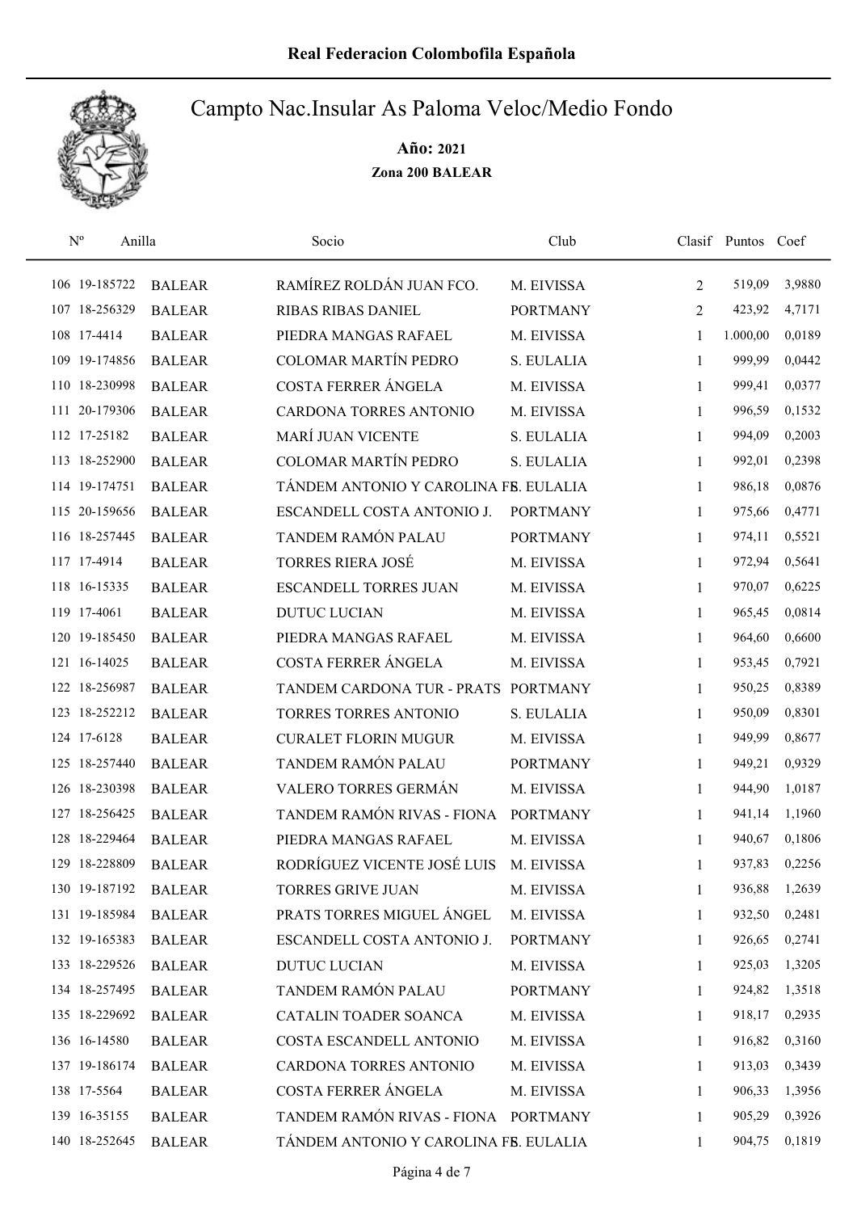# Real Federacion Colombofila Española

## Campto Nac.Insular As Paloma Veloc/Medio Fondo

**Año: 2021**

**Zona 200 BALEAR**

| Nº | Anilla | | Socio | Club | Clasif | Puntos | Coef |
|---|---|---|---|---|---|---|---|
| 106 | 19-185722 | BALEAR | RAMÍREZ ROLDÁN JUAN FCO. | M. EIVISSA | 2 | 519,09 | 3,9880 |
| 107 | 18-256329 | BALEAR | RIBAS RIBAS DANIEL | PORTMANY | 2 | 423,92 | 4,7171 |
| 108 | 17-4414 | BALEAR | PIEDRA MANGAS RAFAEL | M. EIVISSA | 1 | 1.000,00 | 0,0189 |
| 109 | 19-174856 | BALEAR | COLOMAR MARTÍN PEDRO | S. EULALIA | 1 | 999,99 | 0,0442 |
| 110 | 18-230998 | BALEAR | COSTA FERRER ÁNGELA | M. EIVISSA | 1 | 999,41 | 0,0377 |
| 111 | 20-179306 | BALEAR | CARDONA TORRES ANTONIO | M. EIVISSA | 1 | 996,59 | 0,1532 |
| 112 | 17-25182 | BALEAR | MARÍ JUAN VICENTE | S. EULALIA | 1 | 994,09 | 0,2003 |
| 113 | 18-252900 | BALEAR | COLOMAR MARTÍN PEDRO | S. EULALIA | 1 | 992,01 | 0,2398 |
| 114 | 19-174751 | BALEAR | TÁNDEM ANTONIO Y CAROLINA FE | S. EULALIA | 1 | 986,18 | 0,0876 |
| 115 | 20-159656 | BALEAR | ESCANDELL COSTA ANTONIO J. | PORTMANY | 1 | 975,66 | 0,4771 |
| 116 | 18-257445 | BALEAR | TANDEM RAMÓN PALAU | PORTMANY | 1 | 974,11 | 0,5521 |
| 117 | 17-4914 | BALEAR | TORRES RIERA JOSÉ | M. EIVISSA | 1 | 972,94 | 0,5641 |
| 118 | 16-15335 | BALEAR | ESCANDELL TORRES JUAN | M. EIVISSA | 1 | 970,07 | 0,6225 |
| 119 | 17-4061 | BALEAR | DUTUC LUCIAN | M. EIVISSA | 1 | 965,45 | 0,0814 |
| 120 | 19-185450 | BALEAR | PIEDRA MANGAS RAFAEL | M. EIVISSA | 1 | 964,60 | 0,6600 |
| 121 | 16-14025 | BALEAR | COSTA FERRER ÁNGELA | M. EIVISSA | 1 | 953,45 | 0,7921 |
| 122 | 18-256987 | BALEAR | TANDEM CARDONA TUR - PRATS | PORTMANY | 1 | 950,25 | 0,8389 |
| 123 | 18-252212 | BALEAR | TORRES TORRES ANTONIO | S. EULALIA | 1 | 950,09 | 0,8301 |
| 124 | 17-6128 | BALEAR | CURALET FLORIN MUGUR | M. EIVISSA | 1 | 949,99 | 0,8677 |
| 125 | 18-257440 | BALEAR | TANDEM RAMÓN PALAU | PORTMANY | 1 | 949,21 | 0,9329 |
| 126 | 18-230398 | BALEAR | VALERO TORRES GERMÁN | M. EIVISSA | 1 | 944,90 | 1,0187 |
| 127 | 18-256425 | BALEAR | TANDEM RAMÓN RIVAS - FIONA | PORTMANY | 1 | 941,14 | 1,1960 |
| 128 | 18-229464 | BALEAR | PIEDRA MANGAS RAFAEL | M. EIVISSA | 1 | 940,67 | 0,1806 |
| 129 | 18-228809 | BALEAR | RODRÍGUEZ VICENTE JOSÉ LUIS | M. EIVISSA | 1 | 937,83 | 0,2256 |
| 130 | 19-187192 | BALEAR | TORRES GRIVE JUAN | M. EIVISSA | 1 | 936,88 | 1,2639 |
| 131 | 19-185984 | BALEAR | PRATS TORRES MIGUEL ÁNGEL | M. EIVISSA | 1 | 932,50 | 0,2481 |
| 132 | 19-165383 | BALEAR | ESCANDELL COSTA ANTONIO J. | PORTMANY | 1 | 926,65 | 0,2741 |
| 133 | 18-229526 | BALEAR | DUTUC LUCIAN | M. EIVISSA | 1 | 925,03 | 1,3205 |
| 134 | 18-257495 | BALEAR | TANDEM RAMÓN PALAU | PORTMANY | 1 | 924,82 | 1,3518 |
| 135 | 18-229692 | BALEAR | CATALIN TOADER SOANCA | M. EIVISSA | 1 | 918,17 | 0,2935 |
| 136 | 16-14580 | BALEAR | COSTA ESCANDELL ANTONIO | M. EIVISSA | 1 | 916,82 | 0,3160 |
| 137 | 19-186174 | BALEAR | CARDONA TORRES ANTONIO | M. EIVISSA | 1 | 913,03 | 0,3439 |
| 138 | 17-5564 | BALEAR | COSTA FERRER ÁNGELA | M. EIVISSA | 1 | 906,33 | 1,3956 |
| 139 | 16-35155 | BALEAR | TANDEM RAMÓN RIVAS - FIONA | PORTMANY | 1 | 905,29 | 0,3926 |
| 140 | 18-252645 | BALEAR | TÁNDEM ANTONIO Y CAROLINA FE | S. EULALIA | 1 | 904,75 | 0,1819 |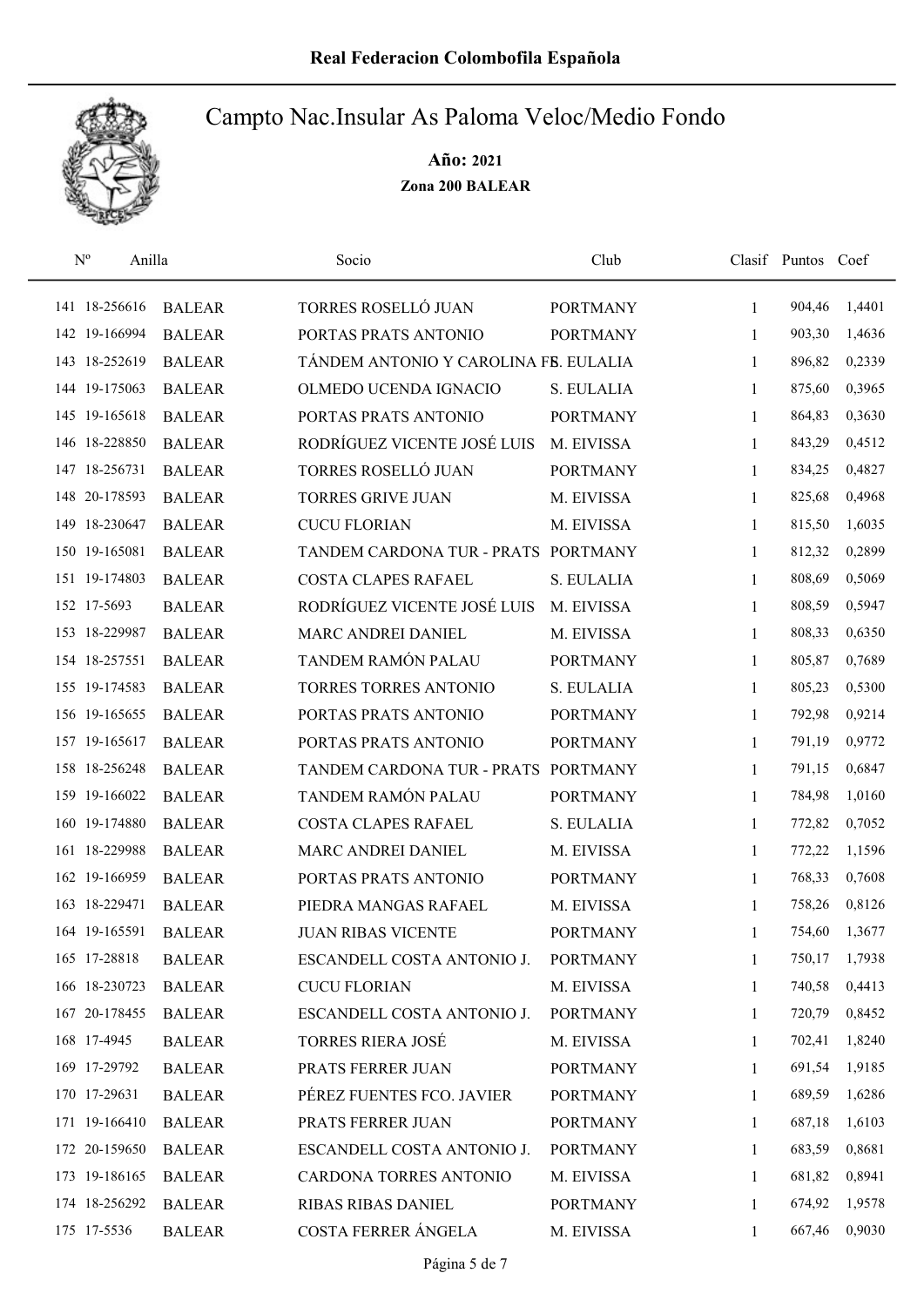# Real Federacion Colombofila Española

## Campto Nac.Insular As Paloma Veloc/Medio Fondo

**Año: 2021**

**Zona 200 BALEAR**

| Nº | Anilla | | Socio | Club | Clasif | Puntos | Coef |
|---|---|---|---|---|---|---|---|
| 141 | 18-256616 | BALEAR | TORRES ROSELLÓ JUAN | PORTMANY | 1 | 904,46 | 1,4401 |
| 142 | 19-166994 | BALEAR | PORTAS PRATS ANTONIO | PORTMANY | 1 | 903,30 | 1,4636 |
| 143 | 18-252619 | BALEAR | TÁNDEM ANTONIO Y CAROLINA FE | S. EULALIA | 1 | 896,82 | 0,2339 |
| 144 | 19-175063 | BALEAR | OLMEDO UCENDA IGNACIO | S. EULALIA | 1 | 875,60 | 0,3965 |
| 145 | 19-165618 | BALEAR | PORTAS PRATS ANTONIO | PORTMANY | 1 | 864,83 | 0,3630 |
| 146 | 18-228850 | BALEAR | RODRÍGUEZ VICENTE JOSÉ LUIS | M. EIVISSA | 1 | 843,29 | 0,4512 |
| 147 | 18-256731 | BALEAR | TORRES ROSELLÓ JUAN | PORTMANY | 1 | 834,25 | 0,4827 |
| 148 | 20-178593 | BALEAR | TORRES GRIVE JUAN | M. EIVISSA | 1 | 825,68 | 0,4968 |
| 149 | 18-230647 | BALEAR | CUCU FLORIAN | M. EIVISSA | 1 | 815,50 | 1,6035 |
| 150 | 19-165081 | BALEAR | TANDEM CARDONA TUR - PRATS | PORTMANY | 1 | 812,32 | 0,2899 |
| 151 | 19-174803 | BALEAR | COSTA CLAPES RAFAEL | S. EULALIA | 1 | 808,69 | 0,5069 |
| 152 | 17-5693 | BALEAR | RODRÍGUEZ VICENTE JOSÉ LUIS | M. EIVISSA | 1 | 808,59 | 0,5947 |
| 153 | 18-229987 | BALEAR | MARC ANDREI DANIEL | M. EIVISSA | 1 | 808,33 | 0,6350 |
| 154 | 18-257551 | BALEAR | TANDEM RAMÓN PALAU | PORTMANY | 1 | 805,87 | 0,7689 |
| 155 | 19-174583 | BALEAR | TORRES TORRES ANTONIO | S. EULALIA | 1 | 805,23 | 0,5300 |
| 156 | 19-165655 | BALEAR | PORTAS PRATS ANTONIO | PORTMANY | 1 | 792,98 | 0,9214 |
| 157 | 19-165617 | BALEAR | PORTAS PRATS ANTONIO | PORTMANY | 1 | 791,19 | 0,9772 |
| 158 | 18-256248 | BALEAR | TANDEM CARDONA TUR - PRATS | PORTMANY | 1 | 791,15 | 0,6847 |
| 159 | 19-166022 | BALEAR | TANDEM RAMÓN PALAU | PORTMANY | 1 | 784,98 | 1,0160 |
| 160 | 19-174880 | BALEAR | COSTA CLAPES RAFAEL | S. EULALIA | 1 | 772,82 | 0,7052 |
| 161 | 18-229988 | BALEAR | MARC ANDREI DANIEL | M. EIVISSA | 1 | 772,22 | 1,1596 |
| 162 | 19-166959 | BALEAR | PORTAS PRATS ANTONIO | PORTMANY | 1 | 768,33 | 0,7608 |
| 163 | 18-229471 | BALEAR | PIEDRA MANGAS RAFAEL | M. EIVISSA | 1 | 758,26 | 0,8126 |
| 164 | 19-165591 | BALEAR | JUAN RIBAS VICENTE | PORTMANY | 1 | 754,60 | 1,3677 |
| 165 | 17-28818 | BALEAR | ESCANDELL COSTA ANTONIO J. | PORTMANY | 1 | 750,17 | 1,7938 |
| 166 | 18-230723 | BALEAR | CUCU FLORIAN | M. EIVISSA | 1 | 740,58 | 0,4413 |
| 167 | 20-178455 | BALEAR | ESCANDELL COSTA ANTONIO J. | PORTMANY | 1 | 720,79 | 0,8452 |
| 168 | 17-4945 | BALEAR | TORRES RIERA JOSÉ | M. EIVISSA | 1 | 702,41 | 1,8240 |
| 169 | 17-29792 | BALEAR | PRATS FERRER JUAN | PORTMANY | 1 | 691,54 | 1,9185 |
| 170 | 17-29631 | BALEAR | PÉREZ FUENTES FCO. JAVIER | PORTMANY | 1 | 689,59 | 1,6286 |
| 171 | 19-166410 | BALEAR | PRATS FERRER JUAN | PORTMANY | 1 | 687,18 | 1,6103 |
| 172 | 20-159650 | BALEAR | ESCANDELL COSTA ANTONIO J. | PORTMANY | 1 | 683,59 | 0,8681 |
| 173 | 19-186165 | BALEAR | CARDONA TORRES ANTONIO | M. EIVISSA | 1 | 681,82 | 0,8941 |
| 174 | 18-256292 | BALEAR | RIBAS RIBAS DANIEL | PORTMANY | 1 | 674,92 | 1,9578 |
| 175 | 17-5536 | BALEAR | COSTA FERRER ÁNGELA | M. EIVISSA | 1 | 667,46 | 0,9030 |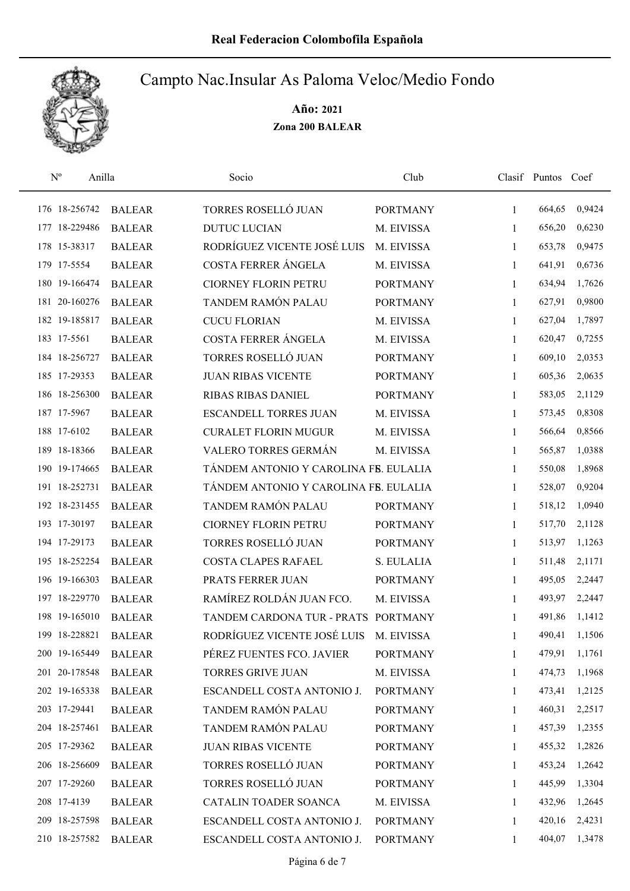**Real Federacion Colombofila Española**

# Campto Nac.Insular As Paloma Veloc/Medio Fondo

**Año: 2021**

**Zona 200 BALEAR**

| Nº | Anilla | | Socio | Club | Clasif | Puntos | Coef |
|---|---|---|---|---|---|---|---|
| 176 | 18-256742 | BALEAR | TORRES ROSELLÓ JUAN | PORTMANY | 1 | 664,65 | 0,9424 |
| 177 | 18-229486 | BALEAR | DUTUC LUCIAN | M. EIVISSA | 1 | 656,20 | 0,6230 |
| 178 | 15-38317 | BALEAR | RODRÍGUEZ VICENTE JOSÉ LUIS | M. EIVISSA | 1 | 653,78 | 0,9475 |
| 179 | 17-5554 | BALEAR | COSTA FERRER ÁNGELA | M. EIVISSA | 1 | 641,91 | 0,6736 |
| 180 | 19-166474 | BALEAR | CIORNEY FLORIN PETRU | PORTMANY | 1 | 634,94 | 1,7626 |
| 181 | 20-160276 | BALEAR | TANDEM RAMÓN PALAU | PORTMANY | 1 | 627,91 | 0,9800 |
| 182 | 19-185817 | BALEAR | CUCU FLORIAN | M. EIVISSA | 1 | 627,04 | 1,7897 |
| 183 | 17-5561 | BALEAR | COSTA FERRER ÁNGELA | M. EIVISSA | 1 | 620,47 | 0,7255 |
| 184 | 18-256727 | BALEAR | TORRES ROSELLÓ JUAN | PORTMANY | 1 | 609,10 | 2,0353 |
| 185 | 17-29353 | BALEAR | JUAN RIBAS VICENTE | PORTMANY | 1 | 605,36 | 2,0635 |
| 186 | 18-256300 | BALEAR | RIBAS RIBAS DANIEL | PORTMANY | 1 | 583,05 | 2,1129 |
| 187 | 17-5967 | BALEAR | ESCANDELL TORRES JUAN | M. EIVISSA | 1 | 573,45 | 0,8308 |
| 188 | 17-6102 | BALEAR | CURALET FLORIN MUGUR | M. EIVISSA | 1 | 566,64 | 0,8566 |
| 189 | 18-18366 | BALEAR | VALERO TORRES GERMÁN | M. EIVISSA | 1 | 565,87 | 1,0388 |
| 190 | 19-174665 | BALEAR | TÁNDEM ANTONIO Y CAROLINA FE | S. EULALIA | 1 | 550,08 | 1,8968 |
| 191 | 18-252731 | BALEAR | TÁNDEM ANTONIO Y CAROLINA FE | S. EULALIA | 1 | 528,07 | 0,9204 |
| 192 | 18-231455 | BALEAR | TANDEM RAMÓN PALAU | PORTMANY | 1 | 518,12 | 1,0940 |
| 193 | 17-30197 | BALEAR | CIORNEY FLORIN PETRU | PORTMANY | 1 | 517,70 | 2,1128 |
| 194 | 17-29173 | BALEAR | TORRES ROSELLÓ JUAN | PORTMANY | 1 | 513,97 | 1,1263 |
| 195 | 18-252254 | BALEAR | COSTA CLAPES RAFAEL | S. EULALIA | 1 | 511,48 | 2,1171 |
| 196 | 19-166303 | BALEAR | PRATS FERRER JUAN | PORTMANY | 1 | 495,05 | 2,2447 |
| 197 | 18-229770 | BALEAR | RAMÍREZ ROLDÁN JUAN FCO. | M. EIVISSA | 1 | 493,97 | 2,2447 |
| 198 | 19-165010 | BALEAR | TANDEM CARDONA TUR - PRATS | PORTMANY | 1 | 491,86 | 1,1412 |
| 199 | 18-228821 | BALEAR | RODRÍGUEZ VICENTE JOSÉ LUIS | M. EIVISSA | 1 | 490,41 | 1,1506 |
| 200 | 19-165449 | BALEAR | PÉREZ FUENTES FCO. JAVIER | PORTMANY | 1 | 479,91 | 1,1761 |
| 201 | 20-178548 | BALEAR | TORRES GRIVE JUAN | M. EIVISSA | 1 | 474,73 | 1,1968 |
| 202 | 19-165338 | BALEAR | ESCANDELL COSTA ANTONIO J. | PORTMANY | 1 | 473,41 | 1,2125 |
| 203 | 17-29441 | BALEAR | TANDEM RAMÓN PALAU | PORTMANY | 1 | 460,31 | 2,2517 |
| 204 | 18-257461 | BALEAR | TANDEM RAMÓN PALAU | PORTMANY | 1 | 457,39 | 1,2355 |
| 205 | 17-29362 | BALEAR | JUAN RIBAS VICENTE | PORTMANY | 1 | 455,32 | 1,2826 |
| 206 | 18-256609 | BALEAR | TORRES ROSELLÓ JUAN | PORTMANY | 1 | 453,24 | 1,2642 |
| 207 | 17-29260 | BALEAR | TORRES ROSELLÓ JUAN | PORTMANY | 1 | 445,99 | 1,3304 |
| 208 | 17-4139 | BALEAR | CATALIN TOADER SOANCA | M. EIVISSA | 1 | 432,96 | 1,2645 |
| 209 | 18-257598 | BALEAR | ESCANDELL COSTA ANTONIO J. | PORTMANY | 1 | 420,16 | 2,4231 |
| 210 | 18-257582 | BALEAR | ESCANDELL COSTA ANTONIO J. | PORTMANY | 1 | 404,07 | 1,3478 |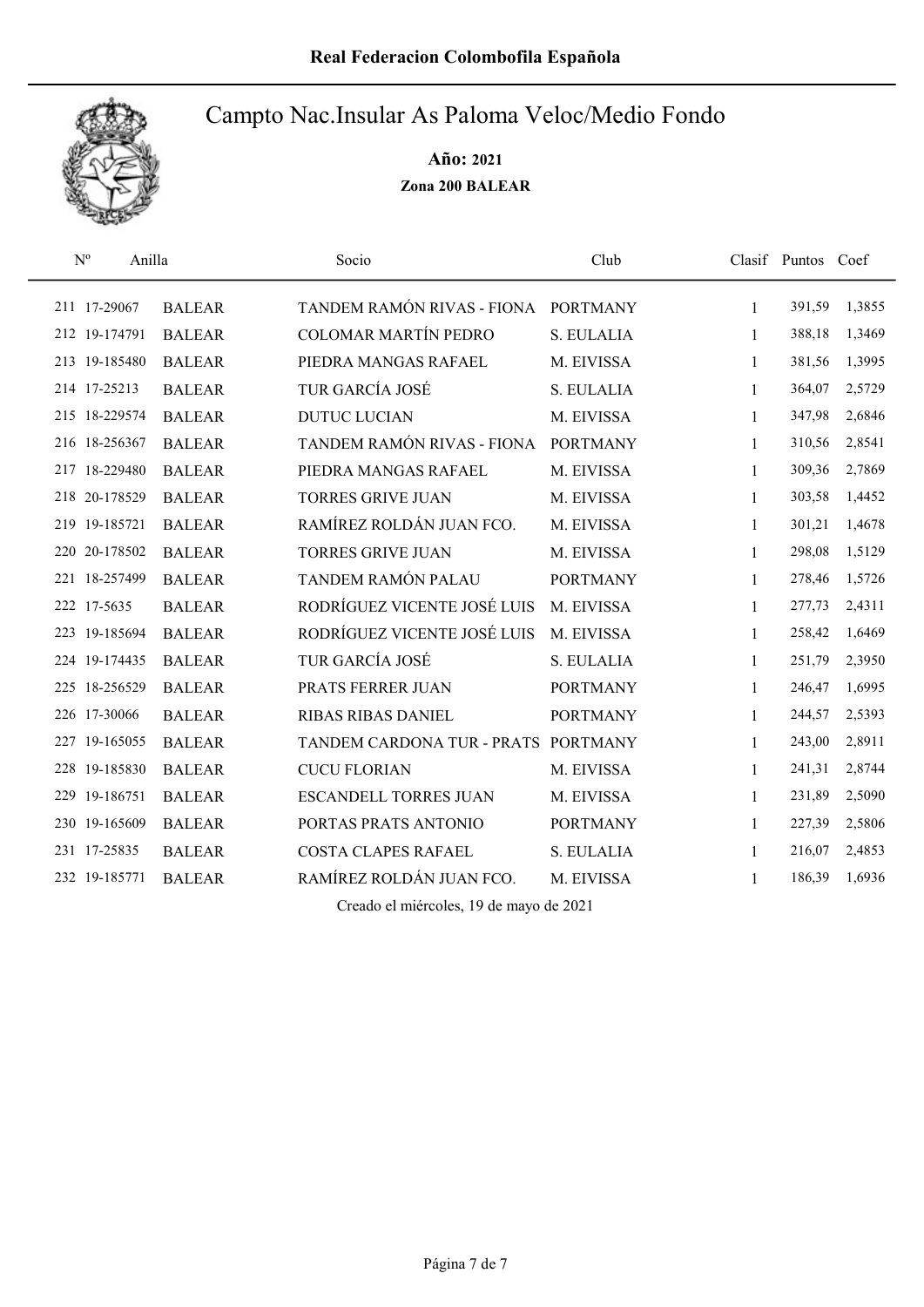# Real Federacion Colombofila Española

## Campto Nac.Insular As Paloma Veloc/Medio Fondo

**Año: 2021**

**Zona 200 BALEAR**

| Nº | Anilla | | Socio | Club | Clasif | Puntos | Coef |
|---|---|---|---|---|---|---|---|
| 211 | 17-29067 | BALEAR | TANDEM RAMÓN RIVAS - FIONA | PORTMANY | 1 | 391,59 | 1,3855 |
| 212 | 19-174791 | BALEAR | COLOMAR MARTÍN PEDRO | S. EULALIA | 1 | 388,18 | 1,3469 |
| 213 | 19-185480 | BALEAR | PIEDRA MANGAS RAFAEL | M. EIVISSA | 1 | 381,56 | 1,3995 |
| 214 | 17-25213 | BALEAR | TUR GARCÍA JOSÉ | S. EULALIA | 1 | 364,07 | 2,5729 |
| 215 | 18-229574 | BALEAR | DUTUC LUCIAN | M. EIVISSA | 1 | 347,98 | 2,6846 |
| 216 | 18-256367 | BALEAR | TANDEM RAMÓN RIVAS - FIONA | PORTMANY | 1 | 310,56 | 2,8541 |
| 217 | 18-229480 | BALEAR | PIEDRA MANGAS RAFAEL | M. EIVISSA | 1 | 309,36 | 2,7869 |
| 218 | 20-178529 | BALEAR | TORRES GRIVE JUAN | M. EIVISSA | 1 | 303,58 | 1,4452 |
| 219 | 19-185721 | BALEAR | RAMÍREZ ROLDÁN JUAN FCO. | M. EIVISSA | 1 | 301,21 | 1,4678 |
| 220 | 20-178502 | BALEAR | TORRES GRIVE JUAN | M. EIVISSA | 1 | 298,08 | 1,5129 |
| 221 | 18-257499 | BALEAR | TANDEM RAMÓN PALAU | PORTMANY | 1 | 278,46 | 1,5726 |
| 222 | 17-5635 | BALEAR | RODRÍGUEZ VICENTE JOSÉ LUIS | M. EIVISSA | 1 | 277,73 | 2,4311 |
| 223 | 19-185694 | BALEAR | RODRÍGUEZ VICENTE JOSÉ LUIS | M. EIVISSA | 1 | 258,42 | 1,6469 |
| 224 | 19-174435 | BALEAR | TUR GARCÍA JOSÉ | S. EULALIA | 1 | 251,79 | 2,3950 |
| 225 | 18-256529 | BALEAR | PRATS FERRER JUAN | PORTMANY | 1 | 246,47 | 1,6995 |
| 226 | 17-30066 | BALEAR | RIBAS RIBAS DANIEL | PORTMANY | 1 | 244,57 | 2,5393 |
| 227 | 19-165055 | BALEAR | TANDEM CARDONA TUR - PRATS | PORTMANY | 1 | 243,00 | 2,8911 |
| 228 | 19-185830 | BALEAR | CUCU FLORIAN | M. EIVISSA | 1 | 241,31 | 2,8744 |
| 229 | 19-186751 | BALEAR | ESCANDELL TORRES JUAN | M. EIVISSA | 1 | 231,89 | 2,5090 |
| 230 | 19-165609 | BALEAR | PORTAS PRATS ANTONIO | PORTMANY | 1 | 227,39 | 2,5806 |
| 231 | 17-25835 | BALEAR | COSTA CLAPES RAFAEL | S. EULALIA | 1 | 216,07 | 2,4853 |
| 232 | 19-185771 | BALEAR | RAMÍREZ ROLDÁN JUAN FCO. | M. EIVISSA | 1 | 186,39 | 1,6936 |

Creado el miércoles, 19 de mayo de 2021